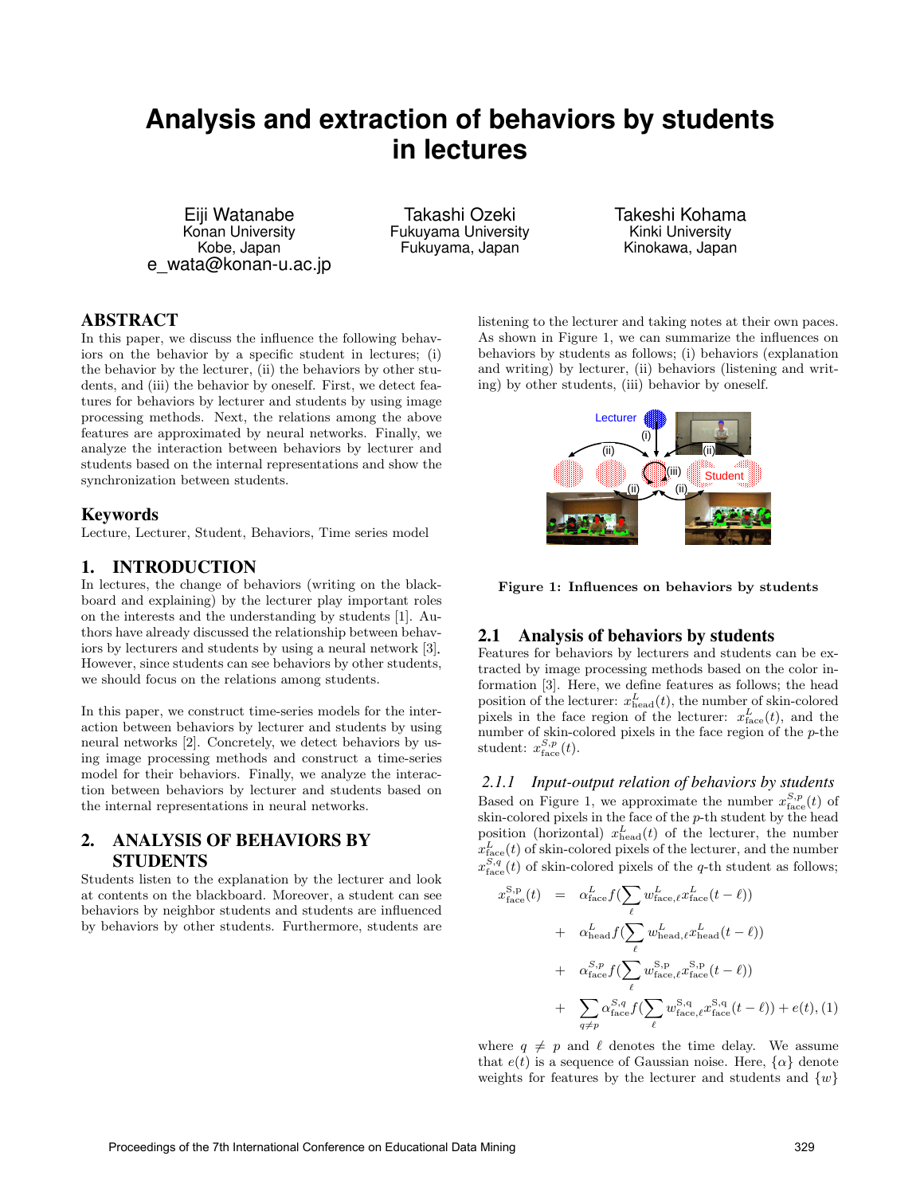# Analysis and extraction of behaviors by students in lectures

Eiji Watanabe
Konan University
Kobe, Japan
e_wata@konan-u.ac.jp

Takashi Ozeki
Fukuyama University
Fukuyama, Japan

Takeshi Kohama
Kinki University
Kinokawa, Japan

## ABSTRACT

In this paper, we discuss the influence the following behaviors on the behavior by a specific student in lectures; (i) the behavior by the lecturer, (ii) the behaviors by other students, and (iii) the behavior by oneself. First, we detect features for behaviors by lecturer and students by using image processing methods. Next, the relations among the above features are approximated by neural networks. Finally, we analyze the interaction between behaviors by lecturer and students based on the internal representations and show the synchronization between students.

## Keywords

Lecture, Lecturer, Student, Behaviors, Time series model

## 1. INTRODUCTION

In lectures, the change of behaviors (writing on the blackboard and explaining) by the lecturer play important roles on the interests and the understanding by students [1]. Authors have already discussed the relationship between behaviors by lecturers and students by using a neural network [3]. However, since students can see behaviors by other students, we should focus on the relations among students.

In this paper, we construct time-series models for the interaction between behaviors by lecturer and students by using neural networks [2]. Concretely, we detect behaviors by using image processing methods and construct a time-series model for their behaviors. Finally, we analyze the interaction between behaviors by lecturer and students based on the internal representations in neural networks.

## 2. ANALYSIS OF BEHAVIORS BY STUDENTS

Students listen to the explanation by the lecturer and look at contents on the blackboard. Moreover, a student can see behaviors by neighbor students and students are influenced by behaviors by other students. Furthermore, students are listening to the lecturer and taking notes at their own paces. As shown in Figure 1, we can summarize the influences on behaviors by students as follows; (i) behaviors (explanation and writing) by lecturer, (ii) behaviors (listening and writing) by other students, (iii) behavior by oneself.

**Figure 1: Influences on behaviors by students**

### 2.1 Analysis of behaviors by students

Features for behaviors by lecturers and students can be extracted by image processing methods based on the color information [3]. Here, we define features as follows; the head position of the lecturer: $x^L_{\rm head}(t)$, the number of skin-colored pixels in the face region of the lecturer: $x^L_{\rm face}(t)$, and the number of skin-colored pixels in the face region of the $p$-the student: $x^{S,p}_{\rm face}(t)$.

#### 2.1.1 Input-output relation of behaviors by students

Based on Figure 1, we approximate the number $x^{S,p}_{\rm face}(t)$ of skin-colored pixels in the face of the $p$-th student by the head position (horizontal) $x^L_{\rm head}(t)$ of the lecturer, the number $x^L_{\rm face}(t)$ of skin-colored pixels of the lecturer, and the number $x^{S,q}_{\rm face}(t)$ of skin-colored pixels of the $q$-th student as follows;

$$
\begin{aligned}
x^{\rm S,p}_{\rm face}(t) &= \alpha^L_{\rm face} f(\sum_\ell w^L_{{\rm face},\ell} x^L_{\rm face}(t-\ell)) \\
&+ \alpha^L_{\rm head} f(\sum_\ell w^L_{{\rm head},\ell} x^L_{\rm head}(t-\ell)) \\
&+ \alpha^{S,p}_{\rm face} f(\sum_\ell w^{\rm S,p}_{{\rm face},\ell} x^{\rm S,p}_{\rm face}(t-\ell)) \\
&+ \sum_{q \neq p} \alpha^{S,q}_{\rm face} f(\sum_\ell w^{\rm S,q}_{{\rm face},\ell} x^{\rm S,q}_{\rm face}(t-\ell)) + e(t), \quad (1)
\end{aligned}
$$

where $q \neq p$ and $\ell$ denotes the time delay. We assume that $e(t)$ is a sequence of Gaussian noise. Here, $\{\alpha\}$ denote weights for features by the lecturer and students and $\{w\}$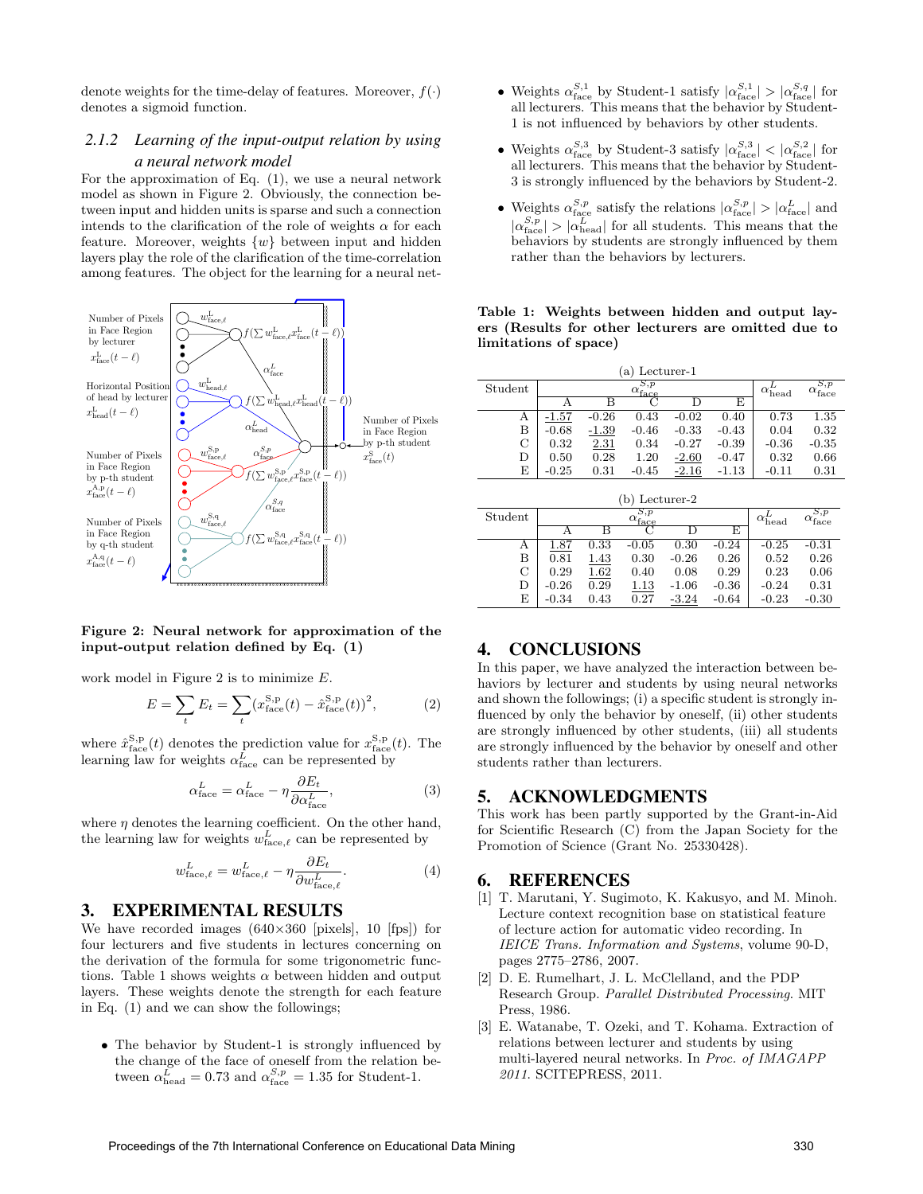denote weights for the time-delay of features. Moreover, $f(\cdot)$ denotes a sigmoid function.

### 2.1.2 Learning of the input-output relation by using a neural network model

For the approximation of Eq. (1), we use a neural network model as shown in Figure 2. Obviously, the connection between input and hidden units is sparse and such a connection intends to the clarification of the role of weights $\alpha$ for each feature. Moreover, weights $\{w\}$ between input and hidden layers play the role of the clarification of the time-correlation among features. The object for the learning for a neural network model in Figure 2 is to minimize $E$.

Number of Pixels in Face Region by lecturer $x^{\mathrm{L}}_{\mathrm{face}}(t-\ell)$

Horizontal Position of head by lecturer $x^{\mathrm{L}}_{\mathrm{head}}(t-\ell)$

Number of Pixels in Face Region by p-th student $x^{\mathrm{A,p}}_{\mathrm{face}}(t-\ell)$

Number of Pixels in Face Region by q-th student $x^{\mathrm{A,q}}_{\mathrm{face}}(t-\ell)$

Number of Pixels in Face Region by p-th student $x^{\mathrm{S}}_{\mathrm{face}}(t)$

$w^{\mathrm{L}}_{\mathrm{face},\ell}$ $f(\sum w^{\mathrm{L}}_{\mathrm{face},\ell} x^{\mathrm{L}}_{\mathrm{face}}(t-\ell))$ $\alpha^{L}_{\mathrm{face}}$

$w^{\mathrm{L}}_{\mathrm{head},\ell}$ $f(\sum w^{\mathrm{L}}_{\mathrm{head},\ell} x^{\mathrm{L}}_{\mathrm{head}}(t-\ell))$ $\alpha^{L}_{\mathrm{head}}$

$w^{\mathrm{S,p}}_{\mathrm{face},\ell}$ $\alpha^{S,p}_{\mathrm{face}}$ $f(\sum w^{\mathrm{S,p}}_{\mathrm{face},\ell} x^{\mathrm{S,p}}_{\mathrm{face}}(t-\ell))$

$w^{\mathrm{S,q}}_{\mathrm{face},\ell}$ $\alpha^{S,q}_{\mathrm{face}}$ $f(\sum w^{\mathrm{S,q}}_{\mathrm{face},\ell} x^{\mathrm{S,q}}_{\mathrm{face}}(t-\ell))$

**Figure 2: Neural network for approximation of the input-output relation defined by Eq. (1)**

$$E = \sum_t E_t = \sum_t (x^{\mathrm{S,p}}_{\mathrm{face}}(t) - \hat{x}^{\mathrm{S,p}}_{\mathrm{face}}(t))^2, \tag{2}$$

where $\hat{x}^{\mathrm{S,p}}_{\mathrm{face}}(t)$ denotes the prediction value for $x^{\mathrm{S,p}}_{\mathrm{face}}(t)$. The learning law for weights $\alpha^{L}_{\mathrm{face}}$ can be represented by

$$\alpha^{L}_{\mathrm{face}} = \alpha^{L}_{\mathrm{face}} - \eta \frac{\partial E_t}{\partial \alpha^{L}_{\mathrm{face}}}, \tag{3}$$

where $\eta$ denotes the learning coefficient. On the other hand, the learning law for weights $w^{L}_{\mathrm{face},\ell}$ can be represented by

$$w^{L}_{\mathrm{face},\ell} = w^{L}_{\mathrm{face},\ell} - \eta \frac{\partial E_t}{\partial w^{L}_{\mathrm{face},\ell}}. \tag{4}$$

## 3. EXPERIMENTAL RESULTS

We have recorded images (640×360 [pixels], 10 [fps]) for four lecturers and five students in lectures concerning on the derivation of the formula for some trigonometric functions. Table 1 shows weights $\alpha$ between hidden and output layers. These weights denote the strength for each feature in Eq. (1) and we can show the followings;

- The behavior by Student-1 is strongly influenced by the change of the face of oneself from the relation between $\alpha^{L}_{\mathrm{head}} = 0.73$ and $\alpha^{S,p}_{\mathrm{face}} = 1.35$ for Student-1.
- Weights $\alpha^{S,1}_{\mathrm{face}}$ by Student-1 satisfy $|\alpha^{S,1}_{\mathrm{face}}| > |\alpha^{S,q}_{\mathrm{face}}|$ for all lecturers. This means that the behavior by Student-1 is not influenced by behaviors by other students.
- Weights $\alpha^{S,3}_{\mathrm{face}}$ by Student-3 satisfy $|\alpha^{S,3}_{\mathrm{face}}| < |\alpha^{S,2}_{\mathrm{face}}|$ for all lecturers. This means that the behavior by Student-3 is strongly influenced by the behaviors by Student-2.
- Weights $\alpha^{S,p}_{\mathrm{face}}$ satisfy the relations $|\alpha^{S,p}_{\mathrm{face}}| > |\alpha^{L}_{\mathrm{face}}|$ and $|\alpha^{S,p}_{\mathrm{face}}| > |\alpha^{L}_{\mathrm{head}}|$ for all students. This means that the behaviors by students are strongly influenced by them rather than the behaviors by lecturers.

**Table 1: Weights between hidden and output layers (Results for other lecturers are omitted due to limitations of space)**

(a) Lecturer-1

| Student | $\alpha^{S,p}_{\mathrm{face}}$ | | | | | $\alpha^{L}_{\mathrm{head}}$ | $\alpha^{S,p}_{\mathrm{face}}$ |
|---|---|---|---|---|---|---|---|
| | A | B | C | D | E | | |
| A | <u>-1.57</u> | -0.26 | 0.43 | -0.02 | 0.40 | 0.73 | 1.35 |
| B | -0.68 | <u>-1.39</u> | -0.46 | -0.33 | -0.43 | 0.04 | 0.32 |
| C | 0.32 | <u>2.31</u> | 0.34 | -0.27 | -0.39 | -0.36 | -0.35 |
| D | 0.50 | 0.28 | 1.20 | <u>-2.60</u> | -0.47 | 0.32 | 0.66 |
| E | -0.25 | 0.31 | -0.45 | <u>-2.16</u> | -1.13 | -0.11 | 0.31 |

(b) Lecturer-2

| Student | $\alpha^{S,p}_{\mathrm{face}}$ | | | | | $\alpha^{L}_{\mathrm{head}}$ | $\alpha^{S,p}_{\mathrm{face}}$ |
|---|---|---|---|---|---|---|---|
| | A | B | C | D | E | | |
| A | <u>1.87</u> | 0.33 | -0.05 | 0.30 | -0.24 | -0.25 | -0.31 |
| B | 0.81 | <u>1.43</u> | 0.30 | -0.26 | 0.26 | 0.52 | 0.26 |
| C | 0.29 | <u>1.62</u> | 0.40 | 0.08 | 0.29 | 0.23 | 0.06 |
| D | -0.26 | 0.29 | <u>1.13</u> | -1.06 | -0.36 | -0.24 | 0.31 |
| E | -0.34 | 0.43 | 0.27 | <u>-3.24</u> | -0.64 | -0.23 | -0.30 |

## 4. CONCLUSIONS

In this paper, we have analyzed the interaction between behaviors by lecturer and students by using neural networks and shown the followings; (i) a specific student is strongly influenced by only the behavior by oneself, (ii) other students are strongly influenced by other students, (iii) all students are strongly influenced by the behavior by oneself and other students rather than lecturers.

## 5. ACKNOWLEDGMENTS

This work has been partly supported by the Grant-in-Aid for Scientific Research (C) from the Japan Society for the Promotion of Science (Grant No. 25330428).

## 6. REFERENCES

[1] T. Marutani, Y. Sugimoto, K. Kakusyo, and M. Minoh. Lecture context recognition base on statistical feature of lecture action for automatic video recording. In *IEICE Trans. Information and Systems*, volume 90-D, pages 2775–2786, 2007.

[2] D. E. Rumelhart, J. L. McClelland, and the PDP Research Group. *Parallel Distributed Processing*. MIT Press, 1986.

[3] E. Watanabe, T. Ozeki, and T. Kohama. Extraction of relations between lecturer and students by using multi-layered neural networks. In *Proc. of IMAGAPP 2011*. SCITEPRESS, 2011.